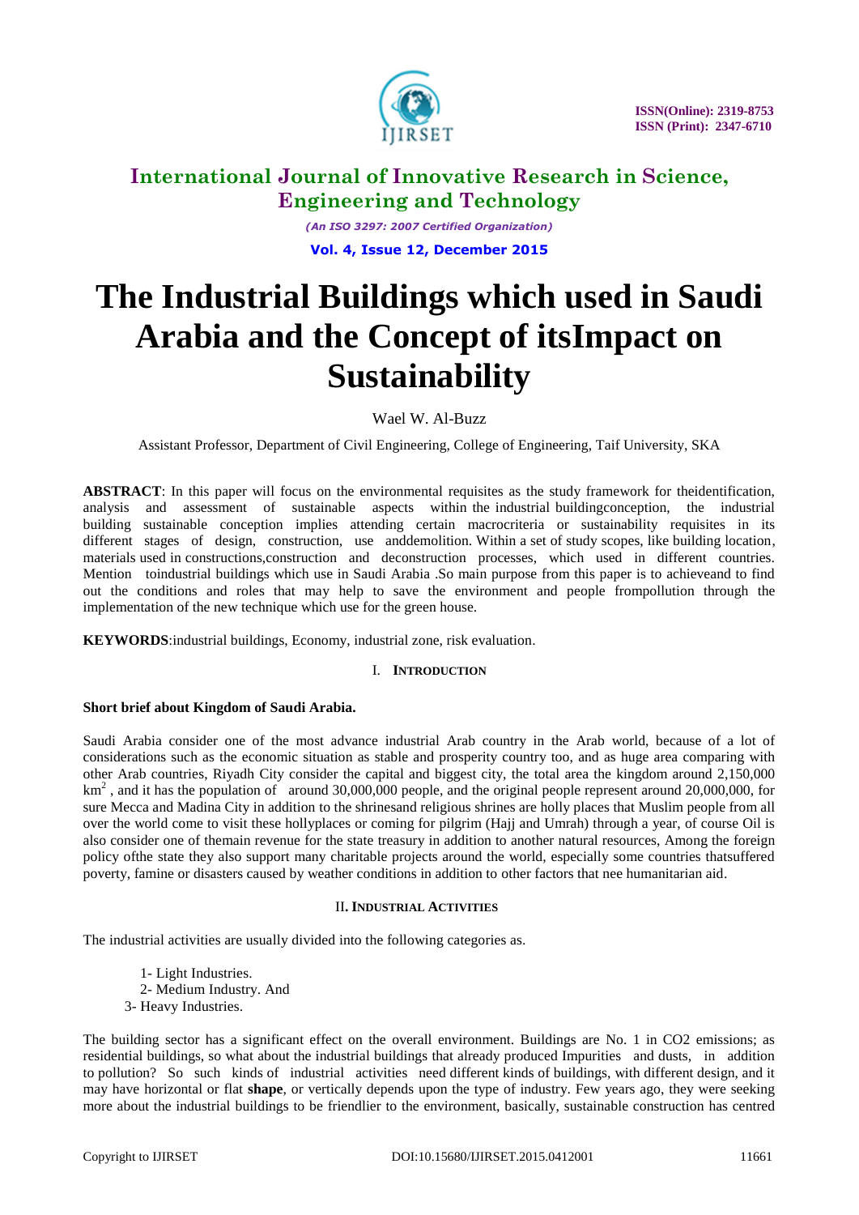# International Journal of Innovative Research in Science, Engineering and Technology

*(An ISO 3297: 2007 Certified Organization)*

**Vol. 4, Issue 12, December 2015**

# The Industrial Buildings which used in Saudi Arabia and the Concept of itsImpact on Sustainability

Wael W. Al-Buzz

Assistant Professor, Department of Civil Engineering, College of Engineering, Taif University, SKA

**ABSTRACT**: In this paper will focus on the environmental requisites as the study framework for theidentification, analysis and assessment of sustainable aspects within the industrial buildingconception, the industrial building sustainable conception implies attending certain macrocriteria or sustainability requisites in its different stages of design, construction, use anddemolition. Within a set of study scopes, like building location, materials used in constructions,construction and deconstruction processes, which used in different countries. Mention toindustrial buildings which use in Saudi Arabia .So main purpose from this paper is to achieveand to find out the conditions and roles that may help to save the environment and people frompollution through the implementation of the new technique which use for the green house.

**KEYWORDS**:industrial buildings, Economy, industrial zone, risk evaluation.

## I. Introduction

**Short brief about Kingdom of Saudi Arabia.**

Saudi Arabia consider one of the most advance industrial Arab country in the Arab world, because of a lot of considerations such as the economic situation as stable and prosperity country too, and as huge area comparing with other Arab countries, Riyadh City consider the capital and biggest city, the total area the kingdom around 2,150,000 $km^2$ , and it has the population of around 30,000,000 people, and the original people represent around 20,000,000, for sure Mecca and Madina City in addition to the shrinesand religious shrines are holly places that Muslim people from all over the world come to visit these hollyplaces or coming for pilgrim (Hajj and Umrah) through a year, of course Oil is also consider one of themain revenue for the state treasury in addition to another natural resources, Among the foreign policy ofthe state they also support many charitable projects around the world, especially some countries thatsuffered poverty, famine or disasters caused by weather conditions in addition to other factors that nee humanitarian aid.

## II. Industrial Activities

The industrial activities are usually divided into the following categories as.

1- Light Industries.
2- Medium Industry. And
3- Heavy Industries.

The building sector has a significant effect on the overall environment. Buildings are No. 1 in CO2 emissions; as residential buildings, so what about the industrial buildings that already produced Impurities and dusts, in addition to pollution? So such kinds of industrial activities need different kinds of buildings, with different design, and it may have horizontal or flat **shape**, or vertically depends upon the type of industry. Few years ago, they were seeking more about the industrial buildings to be friendlier to the environment, basically, sustainable construction has centred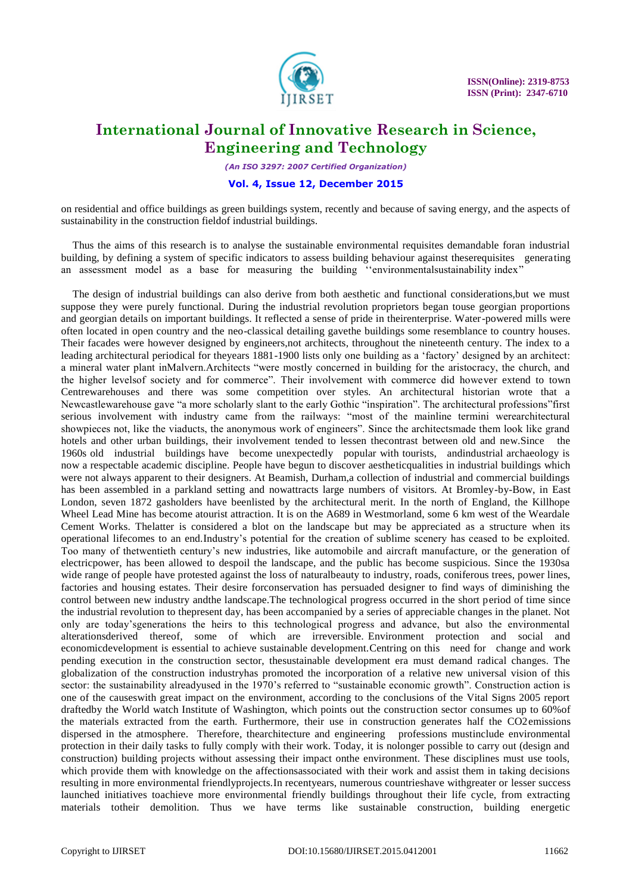on residential and office buildings as green buildings system, recently and because of saving energy, and the aspects of sustainability in the construction fieldof industrial buildings.

Thus the aims of this research is to analyse the sustainable environmental requisites demandable foran industrial building, by defining a system of specific indicators to assess building behaviour against theserequisites generating an assessment model as a base for measuring the building ''environmentalsustainability index''

The design of industrial buildings can also derive from both aesthetic and functional considerations,but we must suppose they were purely functional. During the industrial revolution proprietors began touse georgian proportions and georgian details on important buildings. It reflected a sense of pride in theirenterprise. Water-powered mills were often located in open country and the neo-classical detailing gavethe buildings some resemblance to country houses. Their facades were however designed by engineers,not architects, throughout the nineteenth century. The index to a leading architectural periodical for theyears 1881-1900 lists only one building as a 'factory' designed by an architect: a mineral water plant inMalvern.Architects "were mostly concerned in building for the aristocracy, the church, and the higher levelsof society and for commerce". Their involvement with commerce did however extend to town Centrewarehouses and there was some competition over styles. An architectural historian wrote that a Newcastlewarehouse gave "a more scholarly slant to the early Gothic "inspiration". The architectural professions"first serious involvement with industry came from the railways: "most of the mainline termini werearchitectural showpieces not, like the viaducts, the anonymous work of engineers". Since the architectsmade them look like grand hotels and other urban buildings, their involvement tended to lessen thecontrast between old and new.Since the 1960s old industrial buildings have become unexpectedly popular with tourists, andindustrial archaeology is now a respectable academic discipline. People have begun to discover aestheticqualities in industrial buildings which were not always apparent to their designers. At Beamish, Durham,a collection of industrial and commercial buildings has been assembled in a parkland setting and nowattracts large numbers of visitors. At Bromley-by-Bow, in East London, seven 1872 gasholders have beenlisted by the architectural merit. In the north of England, the Killhope Wheel Lead Mine has become atourist attraction. It is on the A689 in Westmorland, some 6 km west of the Weardale Cement Works. Thelatter is considered a blot on the landscape but may be appreciated as a structure when its operational lifecomes to an end.Industry's potential for the creation of sublime scenery has ceased to be exploited. Too many of thetwentieth century's new industries, like automobile and aircraft manufacture, or the generation of electricpower, has been allowed to despoil the landscape, and the public has become suspicious. Since the 1930sa wide range of people have protested against the loss of naturalbeauty to industry, roads, coniferous trees, power lines, factories and housing estates. Their desire forconservation has persuaded designer to find ways of diminishing the control between new industry andthe landscape.The technological progress occurred in the short period of time since the industrial revolution to thepresent day, has been accompanied by a series of appreciable changes in the planet. Not only are today'sgenerations the heirs to this technological progress and advance, but also the environmental alterationsderived thereof, some of which are irreversible. Environment protection and social and economicdevelopment is essential to achieve sustainable development.Centring on this need for change and work pending execution in the construction sector, thesustainable development era must demand radical changes. The globalization of the construction industryhas promoted the incorporation of a relative new universal vision of this sector: the sustainability alreadyused in the 1970's referred to "sustainable economic growth". Construction action is one of the causeswith great impact on the environment, according to the conclusions of the Vital Signs 2005 report draftedby the World watch Institute of Washington, which points out the construction sector consumes up to 60%of the materials extracted from the earth. Furthermore, their use in construction generates half the $CO_2$emissions dispersed in the atmosphere. Therefore, thearchitecture and engineering professions mustinclude environmental protection in their daily tasks to fully comply with their work. Today, it is nolonger possible to carry out (design and construction) building projects without assessing their impact onthe environment. These disciplines must use tools, which provide them with knowledge on the affectionsassociated with their work and assist them in taking decisions resulting in more environmental friendlyprojects.In recentyears, numerous countrieshave withgreater or lesser success launched initiatives toachieve more environmental friendly buildings throughout their life cycle, from extracting materials totheir demolition. Thus we have terms like sustainable construction, building energetic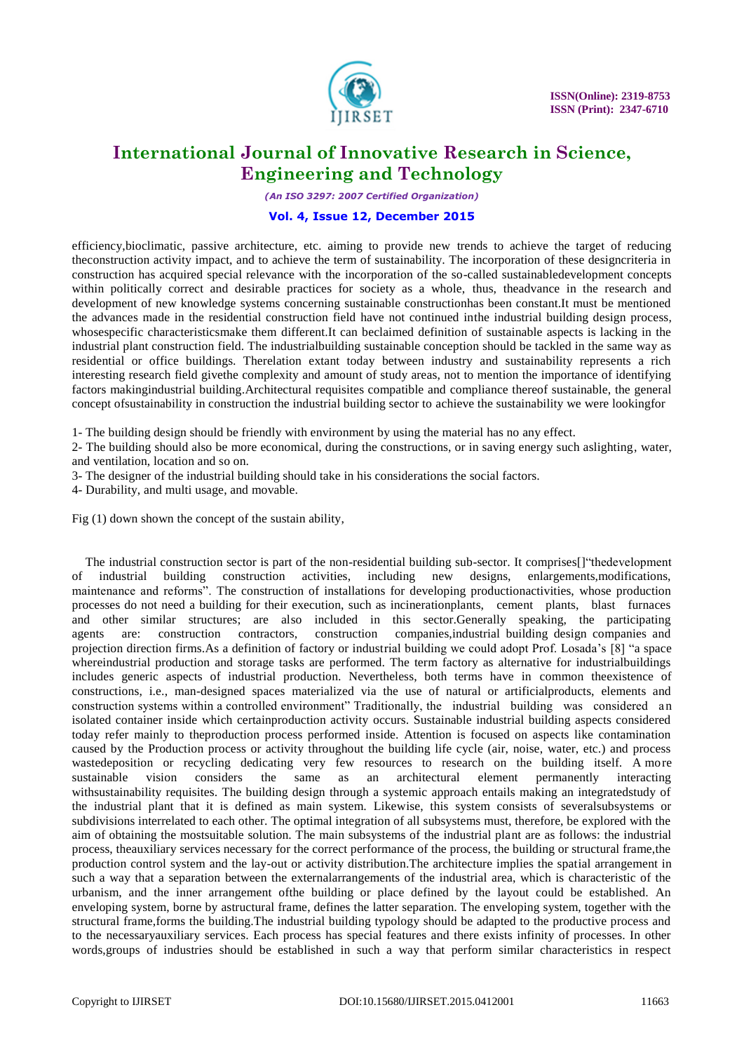efficiency,bioclimatic, passive architecture, etc. aiming to provide new trends to achieve the target of reducing theconstruction activity impact, and to achieve the term of sustainability. The incorporation of these designcriteria in construction has acquired special relevance with the incorporation of the so-called sustainabledevelopment concepts within politically correct and desirable practices for society as a whole, thus, theadvance in the research and development of new knowledge systems concerning sustainable constructionhas been constant.It must be mentioned the advances made in the residential construction field have not continued inthe industrial building design process, whosespecific characteristicsmake them different.It can beclaimed definition of sustainable aspects is lacking in the industrial plant construction field. The industrialbuilding sustainable conception should be tackled in the same way as residential or office buildings. Therelation extant today between industry and sustainability represents a rich interesting research field givethe complexity and amount of study areas, not to mention the importance of identifying factors makingindustrial building.Architectural requisites compatible and compliance thereof sustainable, the general concept ofsustainability in construction the industrial building sector to achieve the sustainability we were lookingfor

1- The building design should be friendly with environment by using the material has no any effect.

2- The building should also be more economical, during the constructions, or in saving energy such aslighting, water, and ventilation, location and so on.

3- The designer of the industrial building should take in his considerations the social factors.

4- Durability, and multi usage, and movable.

Fig (1) down shown the concept of the sustain ability,

The industrial construction sector is part of the non-residential building sub-sector. It comprises[]"thedevelopment of industrial building construction activities, including new designs, enlargements,modifications, maintenance and reforms". The construction of installations for developing productionactivities, whose production processes do not need a building for their execution, such as incinerationplants, cement plants, blast furnaces and other similar structures; are also included in this sector.Generally speaking, the participating agents are: construction contractors, construction companies,industrial building design companies and projection direction firms.As a definition of factory or industrial building we could adopt Prof. Losada's [8] "a space whereindustrial production and storage tasks are performed. The term factory as alternative for industrialbuildings includes generic aspects of industrial production. Nevertheless, both terms have in common theexistence of constructions, i.e., man-designed spaces materialized via the use of natural or artificialproducts, elements and construction systems within a controlled environment" Traditionally, the industrial building was considered an isolated container inside which certainproduction activity occurs. Sustainable industrial building aspects considered today refer mainly to theproduction process performed inside. Attention is focused on aspects like contamination caused by the Production process or activity throughout the building life cycle (air, noise, water, etc.) and process wastedeposition or recycling dedicating very few resources to research on the building itself. A more sustainable vision considers the same as an architectural element permanently interacting withsustainability requisites. The building design through a systemic approach entails making an integratedstudy of the industrial plant that it is defined as main system. Likewise, this system consists of severalsubsystems or subdivisions interrelated to each other. The optimal integration of all subsystems must, therefore, be explored with the aim of obtaining the mostsuitable solution. The main subsystems of the industrial plant are as follows: the industrial process, theauxiliary services necessary for the correct performance of the process, the building or structural frame,the production control system and the lay-out or activity distribution.The architecture implies the spatial arrangement in such a way that a separation between the externalarrangements of the industrial area, which is characteristic of the urbanism, and the inner arrangement ofthe building or place defined by the layout could be established. An enveloping system, borne by astructural frame, defines the latter separation. The enveloping system, together with the structural frame,forms the building.The industrial building typology should be adapted to the productive process and to the necessaryauxiliary services. Each process has special features and there exists infinity of processes. In other words,groups of industries should be established in such a way that perform similar characteristics in respect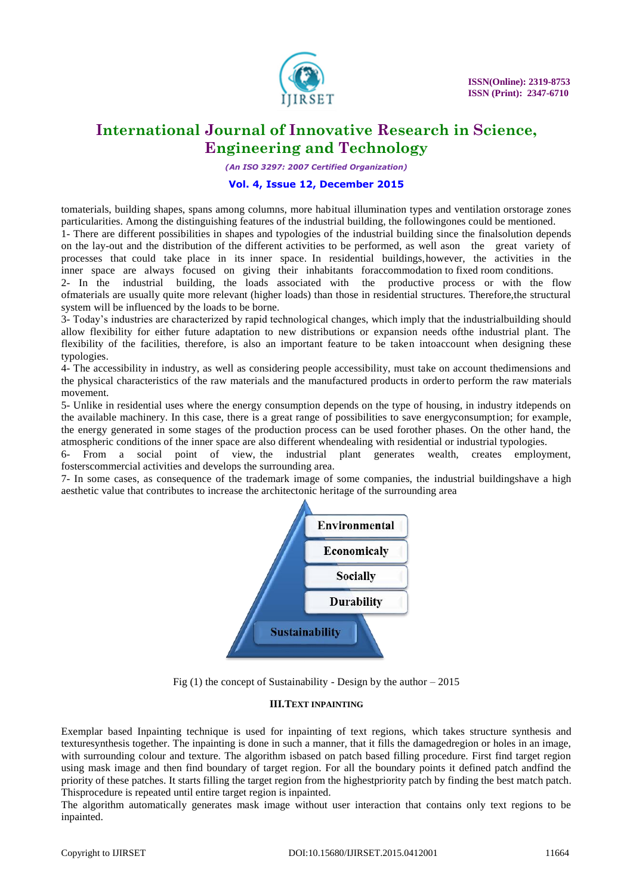tomaterials, building shapes, spans among columns, more habitual illumination types and ventilation orstorage zones particularities. Among the distinguishing features of the industrial building, the followingones could be mentioned.

1- There are different possibilities in shapes and typologies of the industrial building since the finalsolution depends on the lay-out and the distribution of the different activities to be performed, as well ason the great variety of processes that could take place in its inner space. In residential buildings,however, the activities in the inner space are always focused on giving their inhabitants foraccommodation to fixed room conditions.

2- In the industrial building, the loads associated with the productive process or with the flow ofmaterials are usually quite more relevant (higher loads) than those in residential structures. Therefore,the structural system will be influenced by the loads to be borne.

3- Today's industries are characterized by rapid technological changes, which imply that the industrialbuilding should allow flexibility for either future adaptation to new distributions or expansion needs ofthe industrial plant. The flexibility of the facilities, therefore, is also an important feature to be taken intoaccount when designing these typologies.

4- The accessibility in industry, as well as considering people accessibility, must take on account thedimensions and the physical characteristics of the raw materials and the manufactured products in orderto perform the raw materials movement.

5- Unlike in residential uses where the energy consumption depends on the type of housing, in industry itdepends on the available machinery. In this case, there is a great range of possibilities to save energyconsumption; for example, the energy generated in some stages of the production process can be used forother phases. On the other hand, the atmospheric conditions of the inner space are also different whendealing with residential or industrial typologies.

6- From a social point of view, the industrial plant generates wealth, creates employment, fosterscommercial activities and develops the surrounding area.

7- In some cases, as consequence of the trademark image of some companies, the industrial buildingshave a high aesthetic value that contributes to increase the architectonic heritage of the surrounding area

Environmental

Economicaly

Socially

Durability

Sustainability

Fig (1) the concept of Sustainability - Design by the author – 2015

### III. Text Inpainting

Exemplar based Inpainting technique is used for inpainting of text regions, which takes structure synthesis and texturesynthesis together. The inpainting is done in such a manner, that it fills the damagedregion or holes in an image, with surrounding colour and texture. The algorithm isbased on patch based filling procedure. First find target region using mask image and then find boundary of target region. For all the boundary points it defined patch andfind the priority of these patches. It starts filling the target region from the highestpriority patch by finding the best match patch. Thisprocedure is repeated until entire target region is inpainted.

The algorithm automatically generates mask image without user interaction that contains only text regions to be inpainted.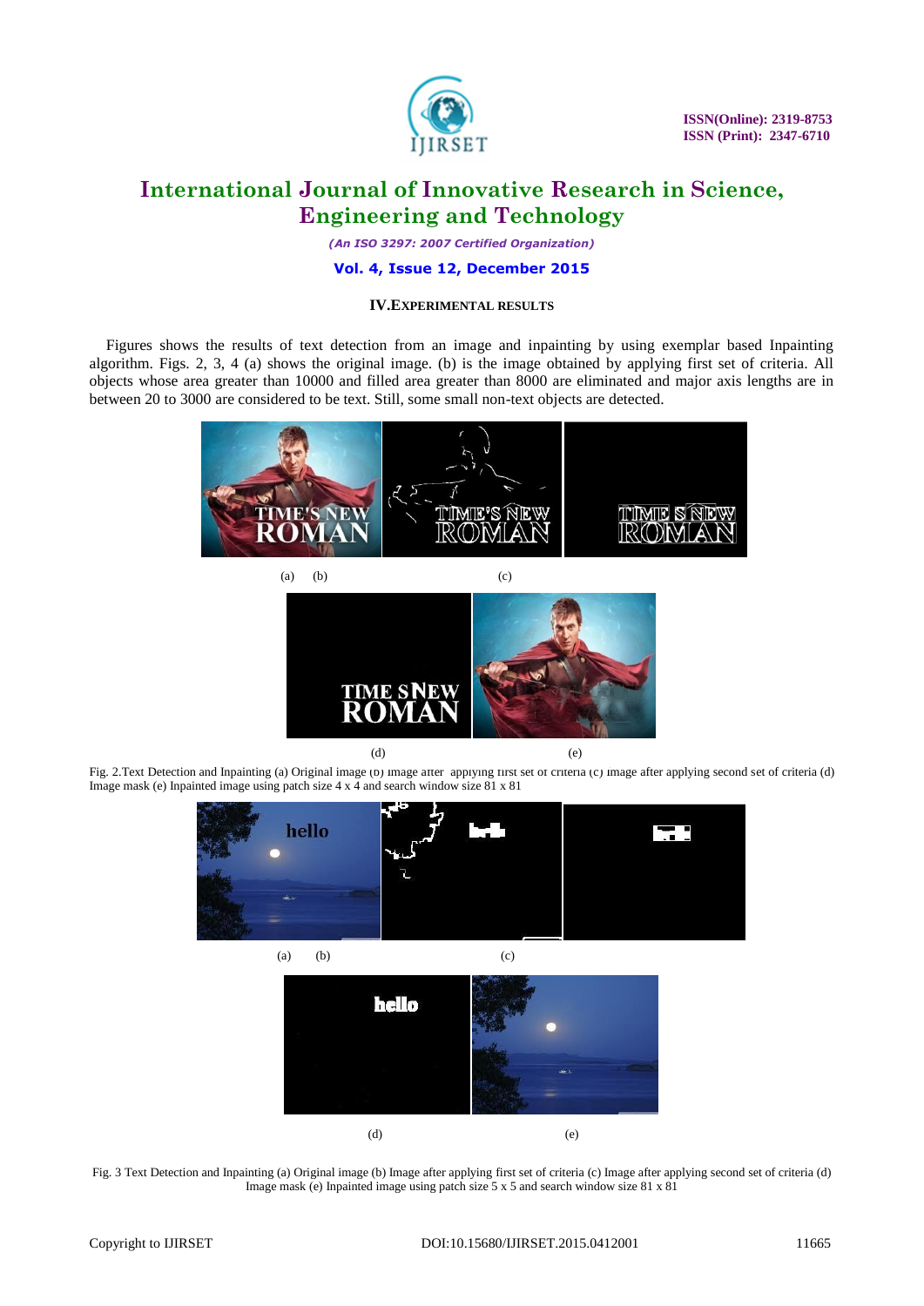### IV. EXPERIMENTAL RESULTS

Figures shows the results of text detection from an image and inpainting by using exemplar based Inpainting algorithm. Figs. 2, 3, 4 (a) shows the original image. (b) is the image obtained by applying first set of criteria. All objects whose area greater than 10000 and filled area greater than 8000 are eliminated and major axis lengths are in between 20 to 3000 are considered to be text. Still, some small non-text objects are detected.

(a) (b) (c)

(d) (e)

Fig. 2.Text Detection and Inpainting (a) Original image (b) image after applying first set of criteria (c) image after applying second set of criteria (d) Image mask (e) Inpainted image using patch size 4 x 4 and search window size 81 x 81

(a) (b) (c)

(d) (e)

Fig. 3 Text Detection and Inpainting (a) Original image (b) Image after applying first set of criteria (c) Image after applying second set of criteria (d) Image mask (e) Inpainted image using patch size 5 x 5 and search window size 81 x 81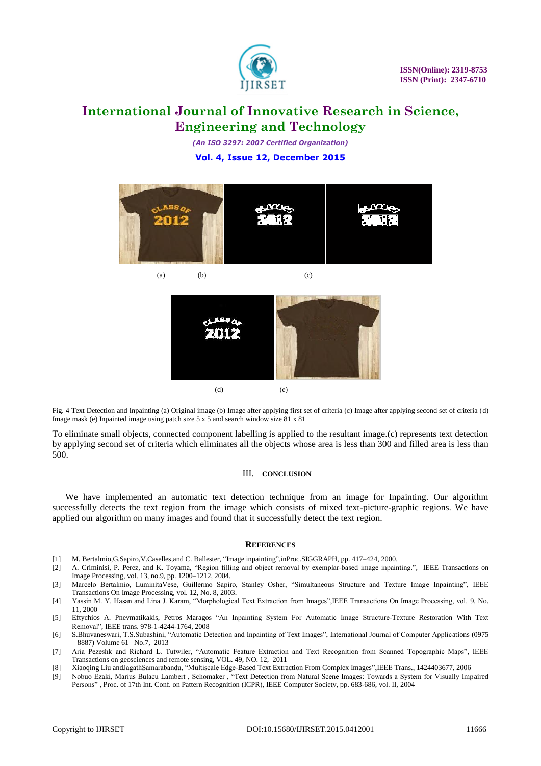(a) (b) (c)

(d) (e)

Fig. 4 Text Detection and Inpainting (a) Original image (b) Image after applying first set of criteria (c) Image after applying second set of criteria (d) Image mask (e) Inpainted image using patch size 5 x 5 and search window size 81 x 81

To eliminate small objects, connected component labelling is applied to the resultant image.(c) represents text detection by applying second set of criteria which eliminates all the objects whose area is less than 300 and filled area is less than 500.

## III. CONCLUSION

We have implemented an automatic text detection technique from an image for Inpainting. Our algorithm successfully detects the text region from the image which consists of mixed text-picture-graphic regions. We have applied our algorithm on many images and found that it successfully detect the text region.

## REFERENCES

[1] M. Bertalmio,G.Sapiro,V.Caselles,and C. Ballester, "Image inpainting",inProc.SIGGRAPH, pp. 417–424, 2000.

[2] A. Criminisi, P. Perez, and K. Toyama, "Region filling and object removal by exemplar-based image inpainting.", IEEE Transactions on Image Processing, vol. 13, no.9, pp. 1200–1212, 2004.

[3] Marcelo Bertalmio, LuminitaVese, Guillermo Sapiro, Stanley Osher, "Simultaneous Structure and Texture Image Inpainting", IEEE Transactions On Image Processing, vol. 12, No. 8, 2003.

[4] Yassin M. Y. Hasan and Lina J. Karam, "Morphological Text Extraction from Images",IEEE Transactions On Image Processing, vol. 9, No. 11, 2000

[5] Eftychios A. Pnevmatikakis, Petros Maragos "An Inpainting System For Automatic Image Structure-Texture Restoration With Text Removal", IEEE trans. 978-1-4244-1764, 2008

[6] S.Bhuvaneswari, T.S.Subashini, "Automatic Detection and Inpainting of Text Images", International Journal of Computer Applications (0975 – 8887) Volume 61– No.7, 2013

[7] Aria Pezeshk and Richard L. Tutwiler, "Automatic Feature Extraction and Text Recognition from Scanned Topographic Maps", IEEE Transactions on geosciences and remote sensing, VOL. 49, NO. 12, 2011

[8] Xiaoqing Liu andJagathSamarabandu, "Multiscale Edge-Based Text Extraction From Complex Images",IEEE Trans., 1424403677, 2006

[9] Nobuo Ezaki, Marius Bulacu Lambert , Schomaker , "Text Detection from Natural Scene Images: Towards a System for Visually Impaired Persons" , Proc. of 17th Int. Conf. on Pattern Recognition (ICPR), IEEE Computer Society, pp. 683-686, vol. II, 2004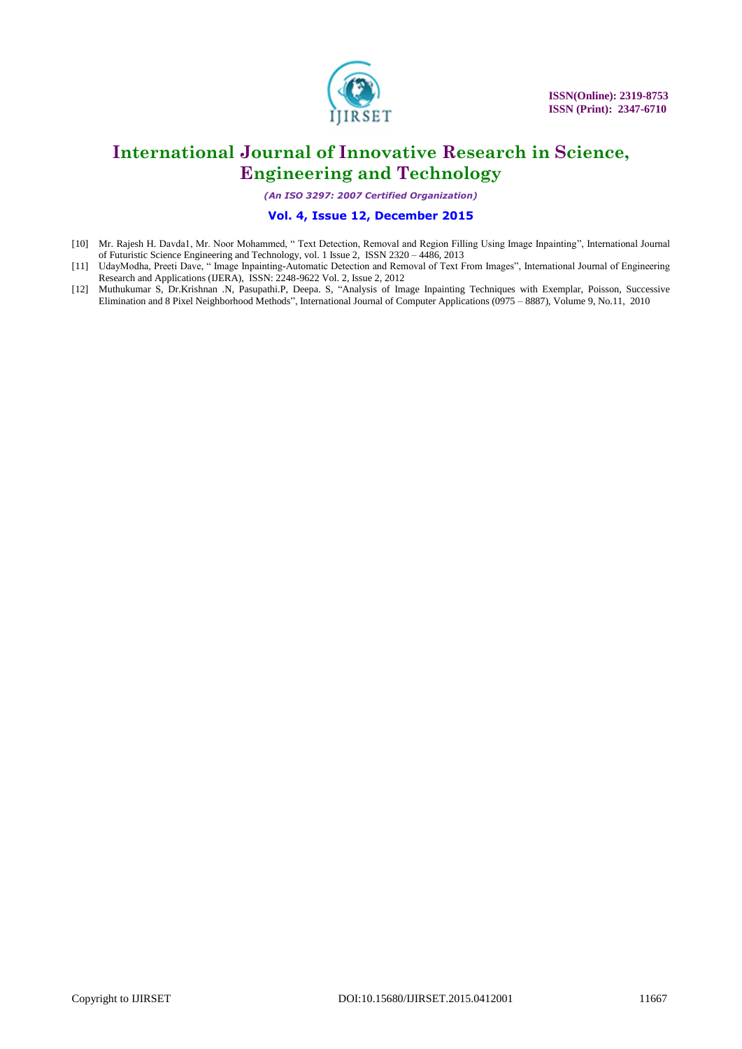[10] Mr. Rajesh H. Davda1, Mr. Noor Mohammed, " Text Detection, Removal and Region Filling Using Image Inpainting", International Journal of Futuristic Science Engineering and Technology, vol. 1 Issue 2, ISSN 2320 – 4486, 2013

[11] UdayModha, Preeti Dave, " Image Inpainting-Automatic Detection and Removal of Text From Images", International Journal of Engineering Research and Applications (IJERA), ISSN: 2248-9622 Vol. 2, Issue 2, 2012

[12] Muthukumar S, Dr.Krishnan .N, Pasupathi.P, Deepa. S, "Analysis of Image Inpainting Techniques with Exemplar, Poisson, Successive Elimination and 8 Pixel Neighborhood Methods", International Journal of Computer Applications (0975 – 8887), Volume 9, No.11, 2010